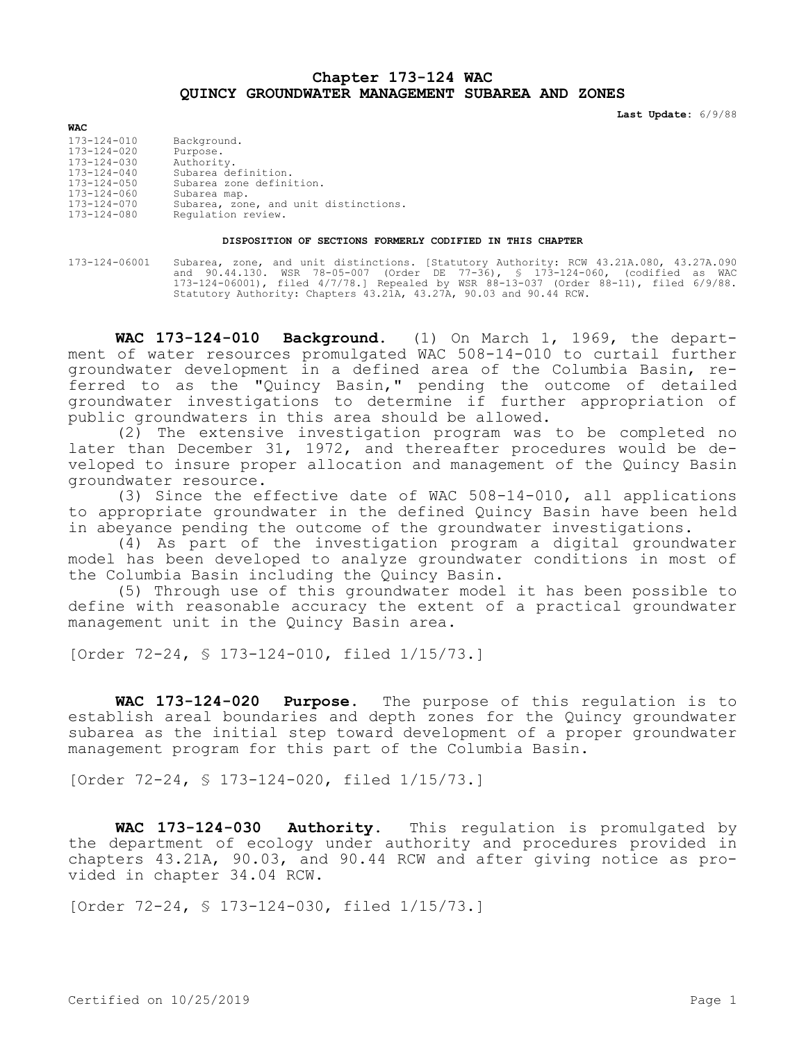# Chapter 173-124 WAC
# QUINCY GROUNDWATER MANAGEMENT SUBAREA AND ZONES

**Last Update:** 6/9/88

**WAC**

| | |
|---|---|
| 173-124-010 | Background. |
| 173-124-020 | Purpose. |
| 173-124-030 | Authority. |
| 173-124-040 | Subarea definition. |
| 173-124-050 | Subarea zone definition. |
| 173-124-060 | Subarea map. |
| 173-124-070 | Subarea, zone, and unit distinctions. |
| 173-124-080 | Regulation review. |

**DISPOSITION OF SECTIONS FORMERLY CODIFIED IN THIS CHAPTER**

173-124-06001 Subarea, zone, and unit distinctions. [Statutory Authority: RCW 43.21A.080, 43.27A.090 and 90.44.130. WSR 78-05-007 (Order DE 77-36), § 173-124-060, (codified as WAC 173-124-06001), filed 4/7/78.] Repealed by WSR 88-13-037 (Order 88-11), filed 6/9/88. Statutory Authority: Chapters 43.21A, 43.27A, 90.03 and 90.44 RCW.

**WAC 173-124-010 Background.** (1) On March 1, 1969, the department of water resources promulgated WAC 508-14-010 to curtail further groundwater development in a defined area of the Columbia Basin, referred to as the "Quincy Basin," pending the outcome of detailed groundwater investigations to determine if further appropriation of public groundwaters in this area should be allowed.

(2) The extensive investigation program was to be completed no later than December 31, 1972, and thereafter procedures would be developed to insure proper allocation and management of the Quincy Basin groundwater resource.

(3) Since the effective date of WAC 508-14-010, all applications to appropriate groundwater in the defined Quincy Basin have been held in abeyance pending the outcome of the groundwater investigations.

(4) As part of the investigation program a digital groundwater model has been developed to analyze groundwater conditions in most of the Columbia Basin including the Quincy Basin.

(5) Through use of this groundwater model it has been possible to define with reasonable accuracy the extent of a practical groundwater management unit in the Quincy Basin area.

[Order 72-24, § 173-124-010, filed 1/15/73.]

**WAC 173-124-020 Purpose.** The purpose of this regulation is to establish areal boundaries and depth zones for the Quincy groundwater subarea as the initial step toward development of a proper groundwater management program for this part of the Columbia Basin.

[Order 72-24, § 173-124-020, filed 1/15/73.]

**WAC 173-124-030 Authority.** This regulation is promulgated by the department of ecology under authority and procedures provided in chapters 43.21A, 90.03, and 90.44 RCW and after giving notice as provided in chapter 34.04 RCW.

[Order 72-24, § 173-124-030, filed 1/15/73.]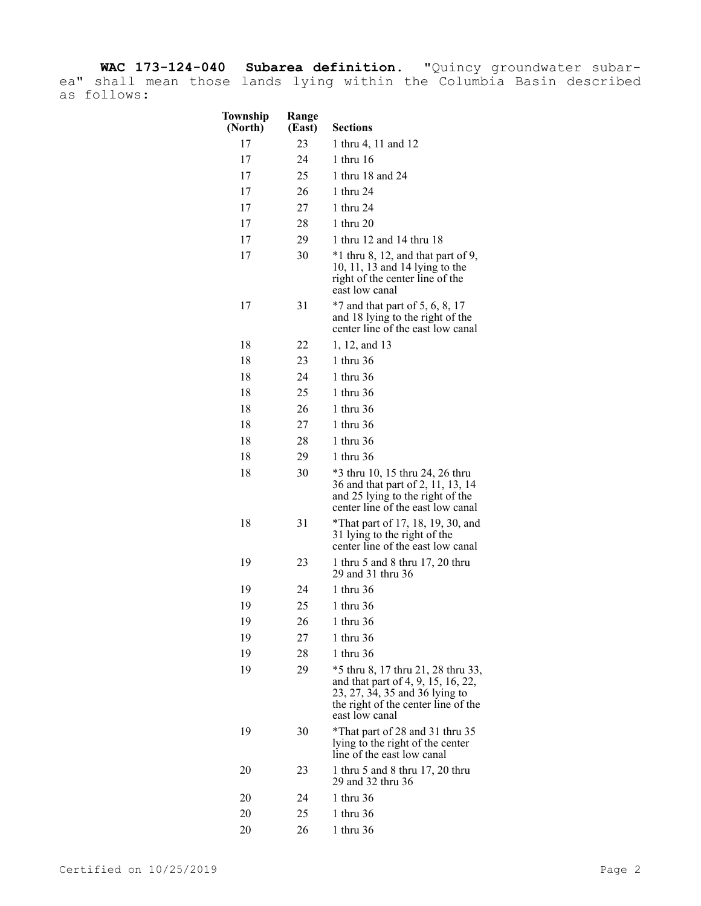**WAC 173-124-040 Subarea definition.** "Quincy groundwater subarea" shall mean those lands lying within the Columbia Basin described as follows:

| Township (North) | Range (East) | Sections |
|---|---|---|
| 17 | 23 | 1 thru 4, 11 and 12 |
| 17 | 24 | 1 thru 16 |
| 17 | 25 | 1 thru 18 and 24 |
| 17 | 26 | 1 thru 24 |
| 17 | 27 | 1 thru 24 |
| 17 | 28 | 1 thru 20 |
| 17 | 29 | 1 thru 12 and 14 thru 18 |
| 17 | 30 | *1 thru 8, 12, and that part of 9, 10, 11, 13 and 14 lying to the right of the center line of the east low canal |
| 17 | 31 | *7 and that part of 5, 6, 8, 17 and 18 lying to the right of the center line of the east low canal |
| 18 | 22 | 1, 12, and 13 |
| 18 | 23 | 1 thru 36 |
| 18 | 24 | 1 thru 36 |
| 18 | 25 | 1 thru 36 |
| 18 | 26 | 1 thru 36 |
| 18 | 27 | 1 thru 36 |
| 18 | 28 | 1 thru 36 |
| 18 | 29 | 1 thru 36 |
| 18 | 30 | *3 thru 10, 15 thru 24, 26 thru 36 and that part of 2, 11, 13, 14 and 25 lying to the right of the center line of the east low canal |
| 18 | 31 | *That part of 17, 18, 19, 30, and 31 lying to the right of the center line of the east low canal |
| 19 | 23 | 1 thru 5 and 8 thru 17, 20 thru 29 and 31 thru 36 |
| 19 | 24 | 1 thru 36 |
| 19 | 25 | 1 thru 36 |
| 19 | 26 | 1 thru 36 |
| 19 | 27 | 1 thru 36 |
| 19 | 28 | 1 thru 36 |
| 19 | 29 | *5 thru 8, 17 thru 21, 28 thru 33, and that part of 4, 9, 15, 16, 22, 23, 27, 34, 35 and 36 lying to the right of the center line of the east low canal |
| 19 | 30 | *That part of 28 and 31 thru 35 lying to the right of the center line of the east low canal |
| 20 | 23 | 1 thru 5 and 8 thru 17, 20 thru 29 and 32 thru 36 |
| 20 | 24 | 1 thru 36 |
| 20 | 25 | 1 thru 36 |
| 20 | 26 | 1 thru 36 |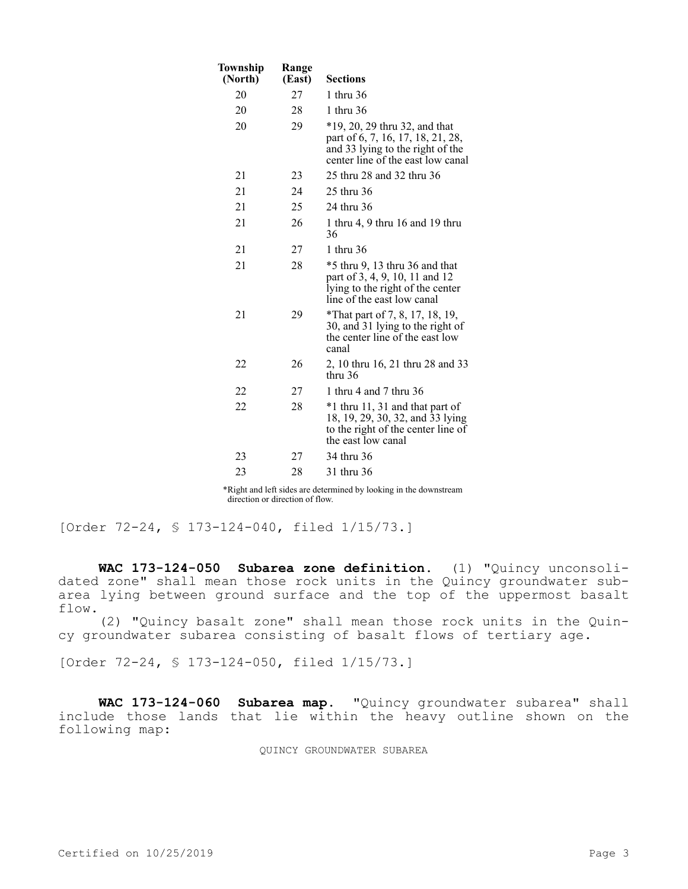| Township (North) | Range (East) | Sections |
|---|---|---|
| 20 | 27 | 1 thru 36 |
| 20 | 28 | 1 thru 36 |
| 20 | 29 | *19, 20, 29 thru 32, and that part of 6, 7, 16, 17, 18, 21, 28, and 33 lying to the right of the center line of the east low canal |
| 21 | 23 | 25 thru 28 and 32 thru 36 |
| 21 | 24 | 25 thru 36 |
| 21 | 25 | 24 thru 36 |
| 21 | 26 | 1 thru 4, 9 thru 16 and 19 thru 36 |
| 21 | 27 | 1 thru 36 |
| 21 | 28 | *5 thru 9, 13 thru 36 and that part of 3, 4, 9, 10, 11 and 12 lying to the right of the center line of the east low canal |
| 21 | 29 | *That part of 7, 8, 17, 18, 19, 30, and 31 lying to the right of the center line of the east low canal |
| 22 | 26 | 2, 10 thru 16, 21 thru 28 and 33 thru 36 |
| 22 | 27 | 1 thru 4 and 7 thru 36 |
| 22 | 28 | *1 thru 11, 31 and that part of 18, 19, 29, 30, 32, and 33 lying to the right of the center line of the east low canal |
| 23 | 27 | 34 thru 36 |
| 23 | 28 | 31 thru 36 |

*Right and left sides are determined by looking in the downstream direction or direction of flow.

[Order 72-24, § 173-124-040, filed 1/15/73.]

**WAC 173-124-050 Subarea zone definition.** (1) "Quincy unconsolidated zone" shall mean those rock units in the Quincy groundwater subarea lying between ground surface and the top of the uppermost basalt flow.

(2) "Quincy basalt zone" shall mean those rock units in the Quincy groundwater subarea consisting of basalt flows of tertiary age.

[Order 72-24, § 173-124-050, filed 1/15/73.]

**WAC 173-124-060 Subarea map.** "Quincy groundwater subarea" shall include those lands that lie within the heavy outline shown on the following map:

QUINCY GROUNDWATER SUBAREA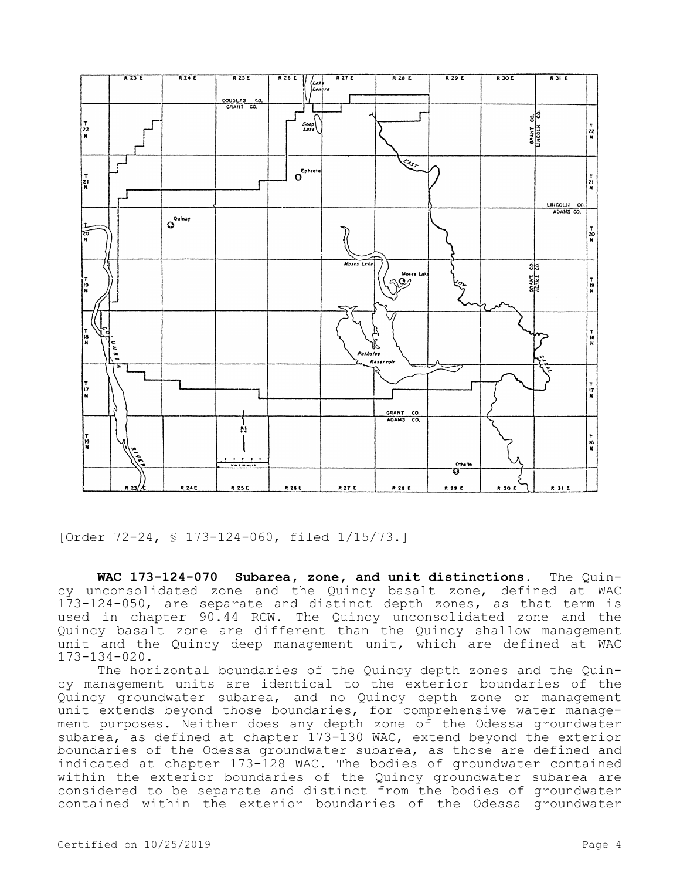R 23 E R 24 E R 25 E R 26 E R 27 E R 28 E R 29 E R 30 E R 31 E

Lake Lenore

DOUGLAS CO.
GRANT CO.

Soap Lake

Ephrata

Quincy

Moses Lake

Moses Lake

Potholes Reservoir

GRANT CO.
LINCOLN CO.

LINCOLN CO.
ADAMS CO.

GRANT CO.
ADAMS CO.

GRANT CO.
ADAMS CO.

EAST LOW CANAL

COLUMBIA RIVER

T 22 N

T 21 N

T 20 N

T 19 N

T 18 N

T 17 N

T 16 N

N

SCALE IN MILES

Othello

[Order 72-24, § 173-124-060, filed 1/15/73.]

**WAC 173-124-070 Subarea, zone, and unit distinctions.** The Quincy unconsolidated zone and the Quincy basalt zone, defined at WAC 173-124-050, are separate and distinct depth zones, as that term is used in chapter 90.44 RCW. The Quincy unconsolidated zone and the Quincy basalt zone are different than the Quincy shallow management unit and the Quincy deep management unit, which are defined at WAC 173-134-020.

The horizontal boundaries of the Quincy depth zones and the Quincy management units are identical to the exterior boundaries of the Quincy groundwater subarea, and no Quincy depth zone or management unit extends beyond those boundaries, for comprehensive water management purposes. Neither does any depth zone of the Odessa groundwater subarea, as defined at chapter 173-130 WAC, extend beyond the exterior boundaries of the Odessa groundwater subarea, as those are defined and indicated at chapter 173-128 WAC. The bodies of groundwater contained within the exterior boundaries of the Quincy groundwater subarea are considered to be separate and distinct from the bodies of groundwater contained within the exterior boundaries of the Odessa groundwater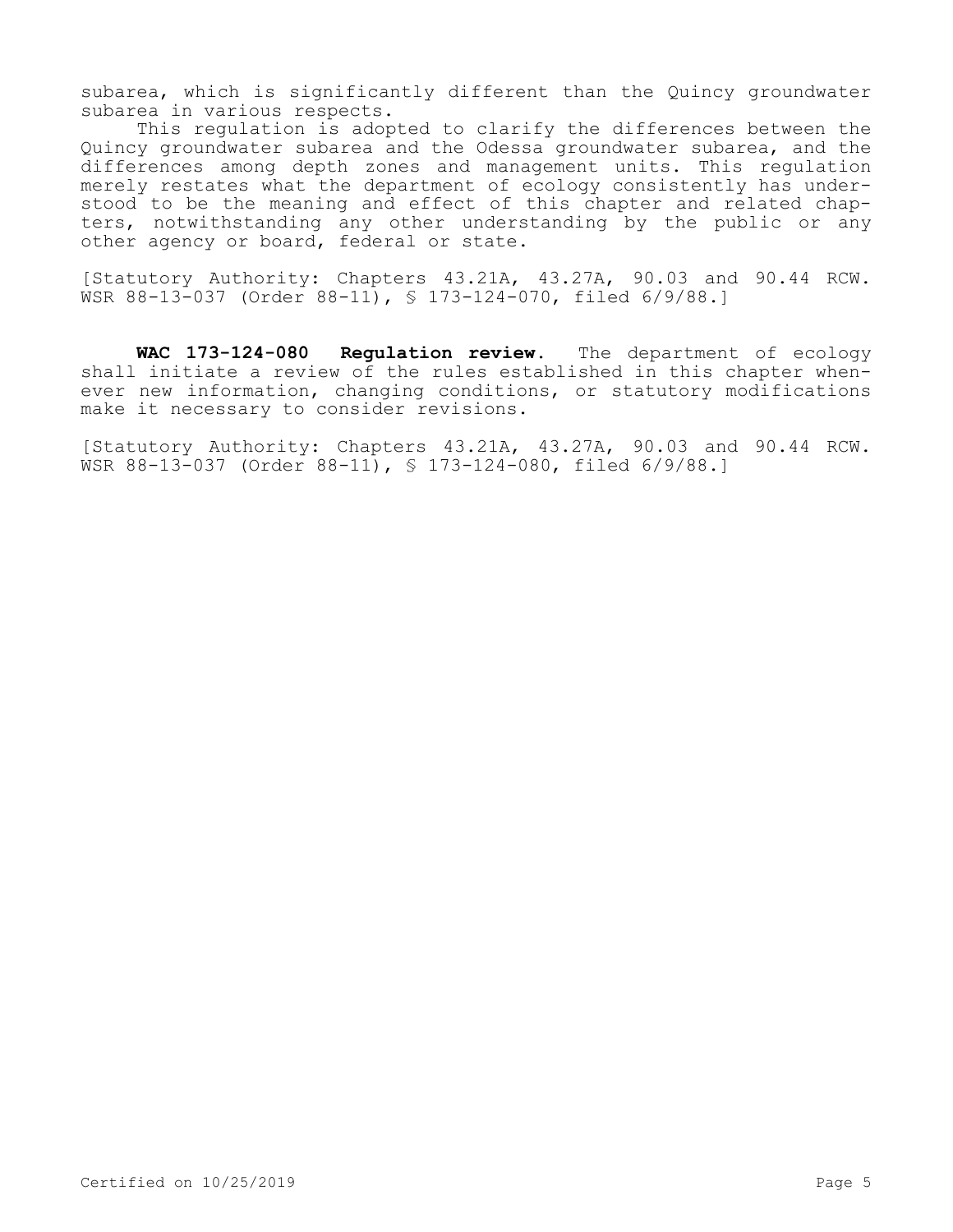subarea, which is significantly different than the Quincy groundwater subarea in various respects.

This regulation is adopted to clarify the differences between the Quincy groundwater subarea and the Odessa groundwater subarea, and the differences among depth zones and management units. This regulation merely restates what the department of ecology consistently has understood to be the meaning and effect of this chapter and related chapters, notwithstanding any other understanding by the public or any other agency or board, federal or state.

[Statutory Authority: Chapters 43.21A, 43.27A, 90.03 and 90.44 RCW. WSR 88-13-037 (Order 88-11), § 173-124-070, filed 6/9/88.]

**WAC 173-124-080 Regulation review.** The department of ecology shall initiate a review of the rules established in this chapter whenever new information, changing conditions, or statutory modifications make it necessary to consider revisions.

[Statutory Authority: Chapters 43.21A, 43.27A, 90.03 and 90.44 RCW. WSR 88-13-037 (Order 88-11), § 173-124-080, filed 6/9/88.]